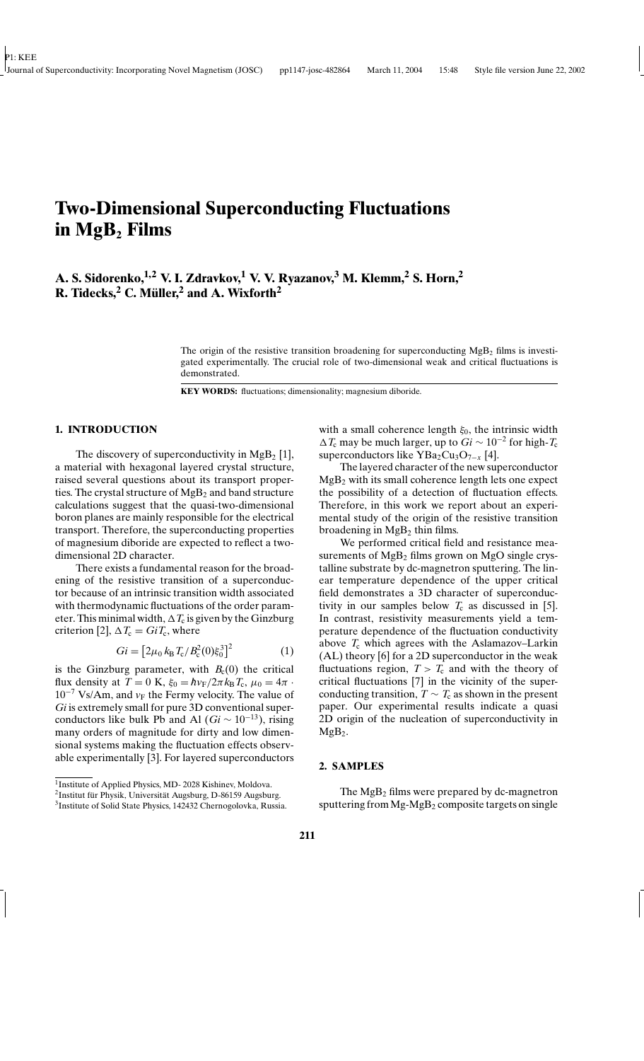# Two-Dimensional Superconducting Fluctuations in $MgB_2$ Films

**A. S. Sidorenko,[1,2] V. I. Zdravkov,[1] V. V. Ryazanov,[3] M. Klemm,[2] S. Horn,[2] R. Tidecks,[2] C. Müller,[2] and A. Wixforth[2]**

The origin of the resistive transition broadening for superconducting $MgB_2$ films is investigated experimentally. The crucial role of two-dimensional weak and critical fluctuations is demonstrated.

**KEY WORDS:** fluctuations; dimensionality; magnesium diboride.

## 1. INTRODUCTION

The discovery of superconductivity in $MgB_2$ [1], a material with hexagonal layered crystal structure, raised several questions about its transport properties. The crystal structure of $MgB_2$ and band structure calculations suggest that the quasi-two-dimensional boron planes are mainly responsible for the electrical transport. Therefore, the superconducting properties of magnesium diboride are expected to reflect a two-dimensional 2D character.

There exists a fundamental reason for the broadening of the resistive transition of a superconductor because of an intrinsic transition width associated with thermodynamic fluctuations of the order parameter. This minimal width, $\Delta T_c$ is given by the Ginzburg criterion [2], $\Delta T_c = Gi T_c$, where

$$Gi = \left[2\mu_0 k_B T_c / B_c^2(0)\xi_0^3\right]^2 \tag{1}$$

is the Ginzburg parameter, with $B_c(0)$ the critical flux density at $T = 0$ K, $\xi_0 = \hbar v_F / 2\pi k_B T_c$, $\mu_0 = 4\pi \cdot 10^{-7}$ Vs/Am, and $v_F$ the Fermy velocity. The value of $Gi$ is extremely small for pure 3D conventional superconductors like bulk Pb and Al ($Gi \sim 10^{-13}$), rising many orders of magnitude for dirty and low dimensional systems making the fluctuation effects observable experimentally [3]. For layered superconductors with a small coherence length $\xi_0$, the intrinsic width $\Delta T_c$ may be much larger, up to $Gi \sim 10^{-2}$ for high-$T_c$ superconductors like $YBa_2Cu_3O_{7-x}$ [4].

The layered character of the new superconductor $MgB_2$ with its small coherence length lets one expect the possibility of a detection of fluctuation effects. Therefore, in this work we report about an experimental study of the origin of the resistive transition broadening in $MgB_2$ thin films.

We performed critical field and resistance measurements of $MgB_2$ films grown on MgO single crystalline substrate by dc-magnetron sputtering. The linear temperature dependence of the upper critical field demonstrates a 3D character of superconductivity in our samples below $T_c$ as discussed in [5]. In contrast, resistivity measurements yield a temperature dependence of the fluctuation conductivity above $T_c$ which agrees with the Aslamazov–Larkin (AL) theory [6] for a 2D superconductor in the weak fluctuations region, $T > T_c$ and with the theory of critical fluctuations [7] in the vicinity of the superconducting transition, $T \sim T_c$ as shown in the present paper. Our experimental results indicate a quasi 2D origin of the nucleation of superconductivity in $MgB_2$.

## 2. SAMPLES

The $MgB_2$ films were prepared by dc-magnetron sputtering from Mg-$MgB_2$ composite targets on single

[1] Institute of Applied Physics, MD- 2028 Kishinev, Moldova.

[2] Institut für Physik, Universität Augsburg, D-86159 Augsburg.

[3] Institute of Solid State Physics, 142432 Chernogolovka, Russia.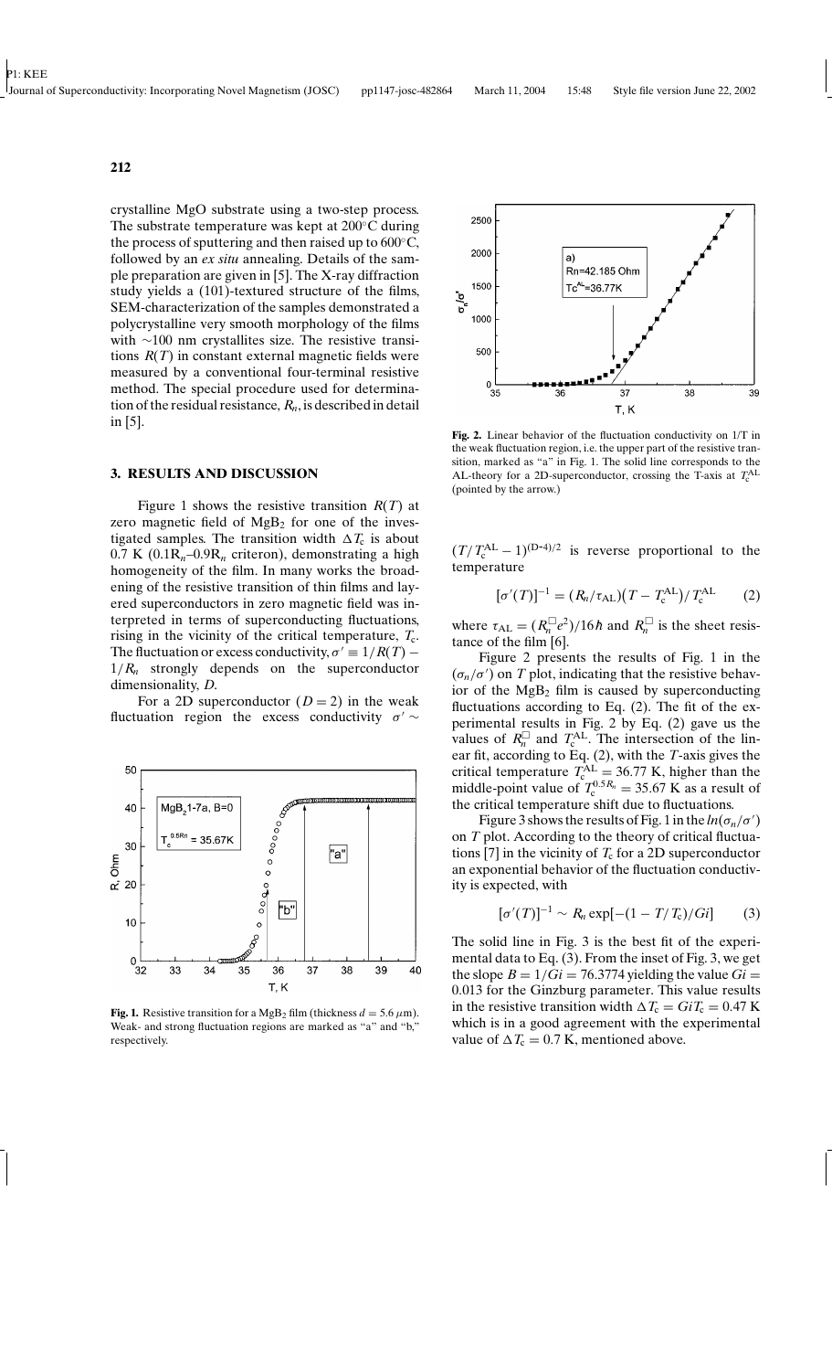crystalline MgO substrate using a two-step process. The substrate temperature was kept at 200°C during the process of sputtering and then raised up to 600°C, followed by an *ex situ* annealing. Details of the sample preparation are given in [5]. The X-ray diffraction study yields a (101)-textured structure of the films, SEM-characterization of the samples demonstrated a polycrystalline very smooth morphology of the films with ∼100 nm crystallites size. The resistive transitions $R(T)$ in constant external magnetic fields were measured by a conventional four-terminal resistive method. The special procedure used for determination of the residual resistance, $R_n$, is described in detail in [5].

## 3. RESULTS AND DISCUSSION

Figure 1 shows the resistive transition $R(T)$ at zero magnetic field of $MgB_2$ for one of the investigated samples. The transition width $\Delta T_c$ is about 0.7 K ($0.1R_n$–$0.9R_n$ criteron), demonstrating a high homogeneity of the film. In many works the broadening of the resistive transition of thin films and layered superconductors in zero magnetic field was interpreted in terms of superconducting fluctuations, rising in the vicinity of the critical temperature, $T_c$. The fluctuation or excess conductivity, $\sigma' \equiv 1/R(T) - 1/R_n$ strongly depends on the superconductor dimensionality, $D$.

For a 2D superconductor ($D = 2$) in the weak fluctuation region the excess conductivity $\sigma' \sim (T/T_c^{\mathrm{AL}} - 1)^{(D-4)/2}$ is reverse proportional to the temperature

$$[\sigma'(T)]^{-1} = (R_n/\tau_{\mathrm{AL}})\left(T - T_c^{\mathrm{AL}}\right)/T_c^{\mathrm{AL}} \qquad (2)$$

where $\tau_{\mathrm{AL}} = (R_n^{\square}e^2)/16\hbar$ and $R_n^{\square}$ is the sheet resistance of the film [6].

**Fig. 1.** Resistive transition for a $MgB_2$ film (thickness $d = 5.6\ \mu$m). Weak- and strong fluctuation regions are marked as "a" and "b," respectively.

**Fig. 2.** Linear behavior of the fluctuation conductivity on 1/T in the weak fluctuation region, i.e. the upper part of the resistive transition, marked as "a" in Fig. 1. The solid line corresponds to the AL-theory for a 2D-superconductor, crossing the T-axis at $T_c^{\mathrm{AL}}$ (pointed by the arrow.)

Figure 2 presents the results of Fig. 1 in the $(\sigma_n/\sigma')$ on $T$ plot, indicating that the resistive behavior of the $MgB_2$ film is caused by superconducting fluctuations according to Eq. (2). The fit of the experimental results in Fig. 2 by Eq. (2) gave us the values of $R_n^{\square}$ and $T_c^{\mathrm{AL}}$. The intersection of the linear fit, according to Eq. (2), with the $T$-axis gives the critical temperature $T_c^{\mathrm{AL}} = 36.77$ K, higher than the middle-point value of $T_c^{0.5R_n} = 35.67$ K as a result of the critical temperature shift due to fluctuations.

Figure 3 shows the results of Fig. 1 in the $ln(\sigma_n/\sigma')$ on $T$ plot. According to the theory of critical fluctuations [7] in the vicinity of $T_c$ for a 2D superconductor an exponential behavior of the fluctuation conductivity is expected, with

$$[\sigma'(T)]^{-1} \sim R_n \exp[-(1 - T/T_c)/Gi] \qquad (3)$$

The solid line in Fig. 3 is the best fit of the experimental data to Eq. (3). From the inset of Fig. 3, we get the slope $B = 1/Gi = 76.3774$ yielding the value $Gi = 0.013$ for the Ginzburg parameter. This value results in the resistive transition width $\Delta T_c = GiT_c = 0.47$ K which is in a good agreement with the experimental value of $\Delta T_c = 0.7$ K, mentioned above.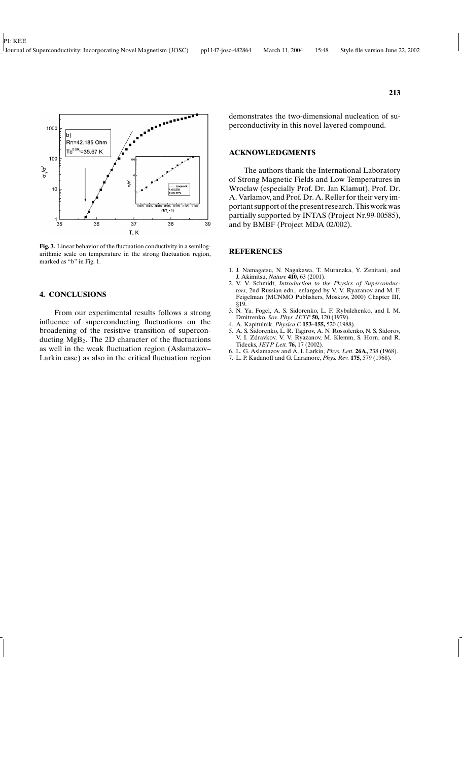b)
Rn=42.185 Ohm
$T_c^{0.5R}$=35.67 K

1000
100
10
1
35 36 37 38 39
T, K
$\sigma_n/\sigma'$

Linear fit
A=0.0358
B=76.3774
$(T/T_c - 1)$

**Fig. 3.** Linear behavior of the fluctuation conductivity in a semilogarithmic scale on temperature in the strong fluctuation region, marked as "b" in Fig. 1.

## 4. CONCLUSIONS

From our experimental results follows a strong influence of superconducting fluctuations on the broadening of the resistive transition of superconducting $MgB_2$. The 2D character of the fluctuations as well in the weak fluctuation region (Aslamazov–Larkin case) as also in the critical fluctuation region demonstrates the two-dimensional nucleation of superconductivity in this novel layered compound.

## ACKNOWLEDGMENTS

The authors thank the International Laboratory of Strong Magnetic Fields and Low Temperatures in Wroclaw (especially Prof. Dr. Jan Klamut), Prof. Dr. A. Varlamov, and Prof. Dr. A. Reller for their very important support of the present research. This work was partially supported by INTAS (Project Nr.99-00585), and by BMBF (Project MDA 02/002).

## REFERENCES

1. J. Namagatsu, N. Nagakawa, T. Muranaka, Y. Zenitani, and J. Akimitsu, *Nature* **410,** 63 (2001).
2. V. V. Schmidt, *Introduction to the Physics of Superconductors*, 2nd Russian edn., enlarged by V. V. Ryazanov and M. F. Feigelman (MCNMO Publishers, Moskow, 2000) Chapter III, §19.
3. N. Ya. Fogel, A. S. Sidorenko, L. F. Rybalchenko, and I. M. Dmitrenko, *Sov. Phys. JETP* **50,** 120 (1979).
4. A. Kapitulnik, *Physica C* **153–155,** 520 (1988).
5. A. S. Sidorenko, L. R. Tagirov, A. N. Rossolenko, N. S. Sidorov, V. I. Zdravkov, V. V. Ryazanov, M. Klemm, S. Horn, and R. Tidecks, *JETP Lett.* **76,** 17 (2002).
6. L. G. Aslamazov and A. I. Larkin, *Phys. Lett.* **26A,** 238 (1968).
7. L. P. Kadanoff and G. Laramore, *Phys. Rev.* **175,** 579 (1968).